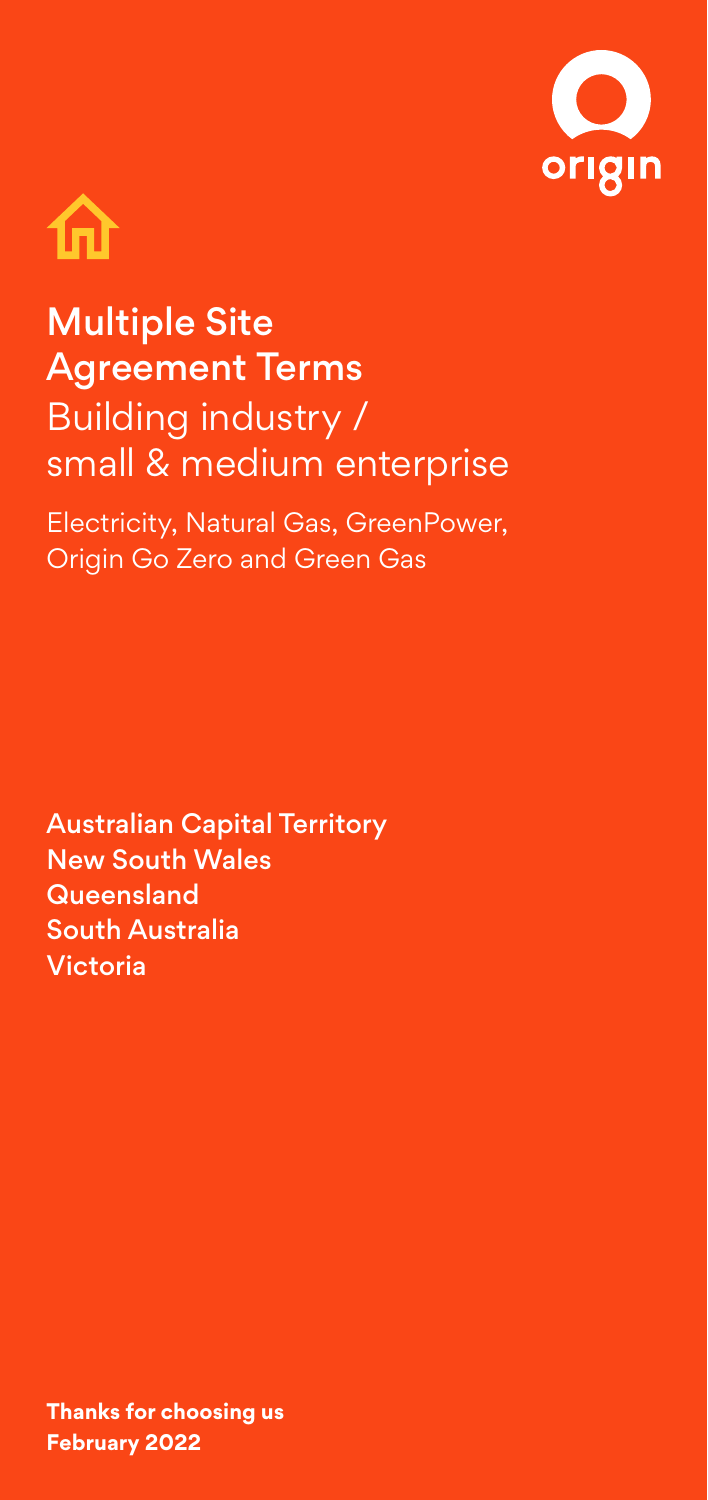origin

# Multiple Site Agreement Terms

## Building industry / small & medium enterprise

Electricity, Natural Gas, GreenPower, Origin Go Zero and Green Gas

Australian Capital Territory
New South Wales
Queensland
South Australia
Victoria

**Thanks for choosing us**
**February 2022**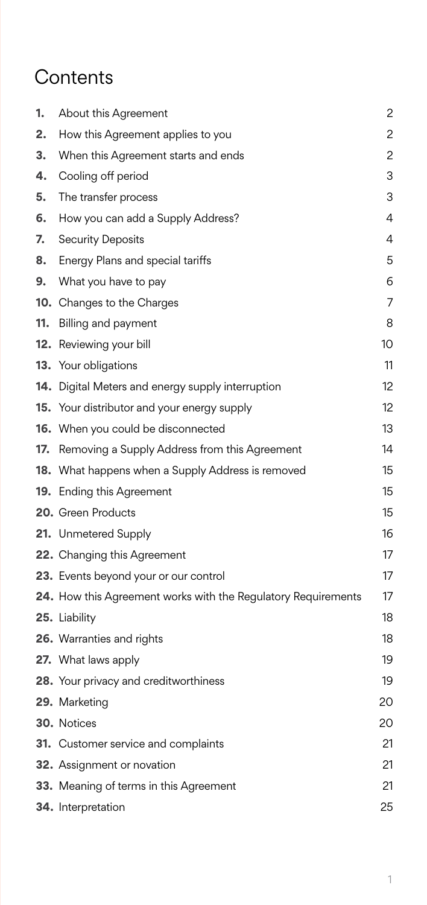## Contents

| | | |
|---|---|---|
| **1.** | About this Agreement | 2 |
| **2.** | How this Agreement applies to you | 2 |
| **3.** | When this Agreement starts and ends | 2 |
| **4.** | Cooling off period | 3 |
| **5.** | The transfer process | 3 |
| **6.** | How you can add a Supply Address? | 4 |
| **7.** | Security Deposits | 4 |
| **8.** | Energy Plans and special tariffs | 5 |
| **9.** | What you have to pay | 6 |
| **10.** | Changes to the Charges | 7 |
| **11.** | Billing and payment | 8 |
| **12.** | Reviewing your bill | 10 |
| **13.** | Your obligations | 11 |
| **14.** | Digital Meters and energy supply interruption | 12 |
| **15.** | Your distributor and your energy supply | 12 |
| **16.** | When you could be disconnected | 13 |
| **17.** | Removing a Supply Address from this Agreement | 14 |
| **18.** | What happens when a Supply Address is removed | 15 |
| **19.** | Ending this Agreement | 15 |
| **20.** | Green Products | 15 |
| **21.** | Unmetered Supply | 16 |
| **22.** | Changing this Agreement | 17 |
| **23.** | Events beyond your or our control | 17 |
| **24.** | How this Agreement works with the Regulatory Requirements | 17 |
| **25.** | Liability | 18 |
| **26.** | Warranties and rights | 18 |
| **27.** | What laws apply | 19 |
| **28.** | Your privacy and creditworthiness | 19 |
| **29.** | Marketing | 20 |
| **30.** | Notices | 20 |
| **31.** | Customer service and complaints | 21 |
| **32.** | Assignment or novation | 21 |
| **33.** | Meaning of terms in this Agreement | 21 |
| **34.** | Interpretation | 25 |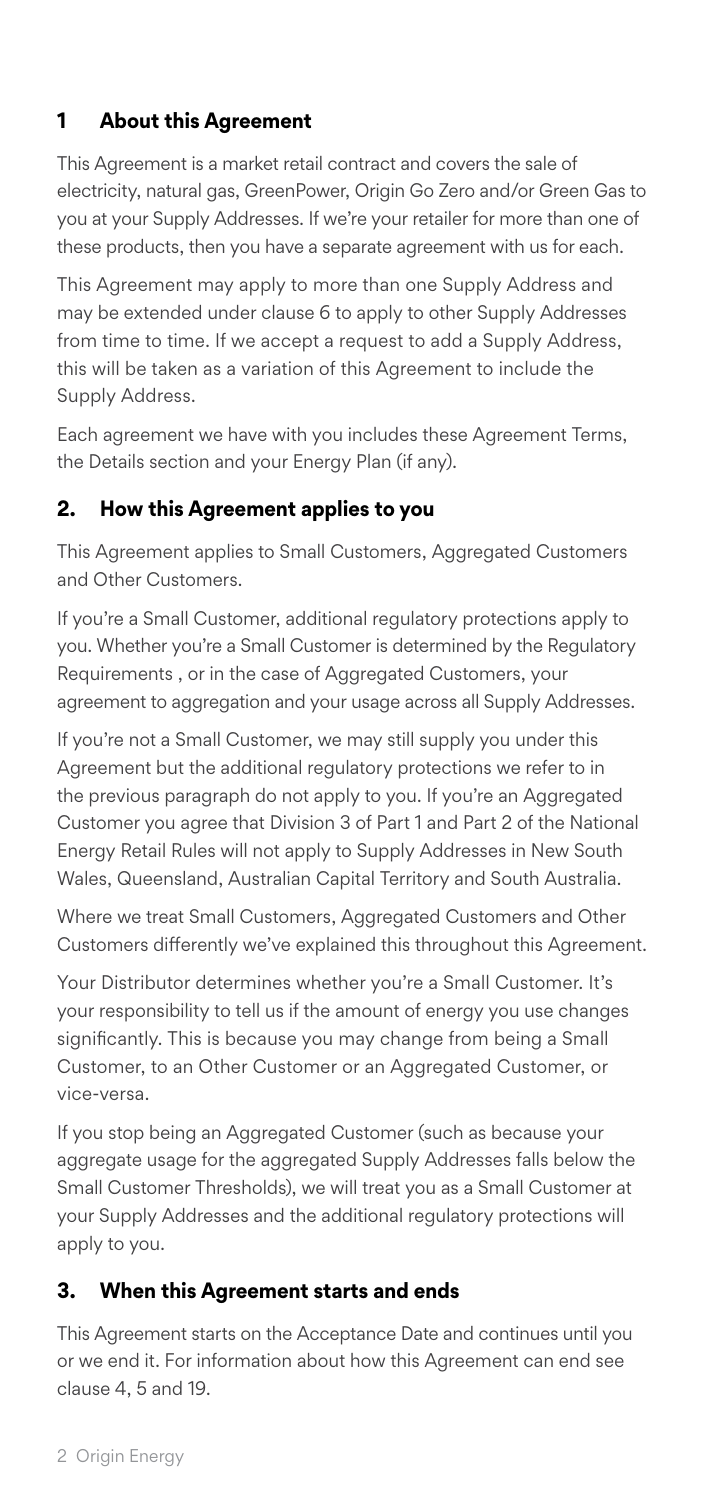## 1 About this Agreement

This Agreement is a market retail contract and covers the sale of electricity, natural gas, GreenPower, Origin Go Zero and/or Green Gas to you at your Supply Addresses. If we're your retailer for more than one of these products, then you have a separate agreement with us for each.

This Agreement may apply to more than one Supply Address and may be extended under clause 6 to apply to other Supply Addresses from time to time. If we accept a request to add a Supply Address, this will be taken as a variation of this Agreement to include the Supply Address.

Each agreement we have with you includes these Agreement Terms, the Details section and your Energy Plan (if any).

## 2. How this Agreement applies to you

This Agreement applies to Small Customers, Aggregated Customers and Other Customers.

If you're a Small Customer, additional regulatory protections apply to you. Whether you're a Small Customer is determined by the Regulatory Requirements , or in the case of Aggregated Customers, your agreement to aggregation and your usage across all Supply Addresses.

If you're not a Small Customer, we may still supply you under this Agreement but the additional regulatory protections we refer to in the previous paragraph do not apply to you. If you're an Aggregated Customer you agree that Division 3 of Part 1 and Part 2 of the National Energy Retail Rules will not apply to Supply Addresses in New South Wales, Queensland, Australian Capital Territory and South Australia.

Where we treat Small Customers, Aggregated Customers and Other Customers differently we've explained this throughout this Agreement.

Your Distributor determines whether you're a Small Customer. It's your responsibility to tell us if the amount of energy you use changes significantly. This is because you may change from being a Small Customer, to an Other Customer or an Aggregated Customer, or vice-versa.

If you stop being an Aggregated Customer (such as because your aggregate usage for the aggregated Supply Addresses falls below the Small Customer Thresholds), we will treat you as a Small Customer at your Supply Addresses and the additional regulatory protections will apply to you.

## 3. When this Agreement starts and ends

This Agreement starts on the Acceptance Date and continues until you or we end it. For information about how this Agreement can end see clause 4, 5 and 19.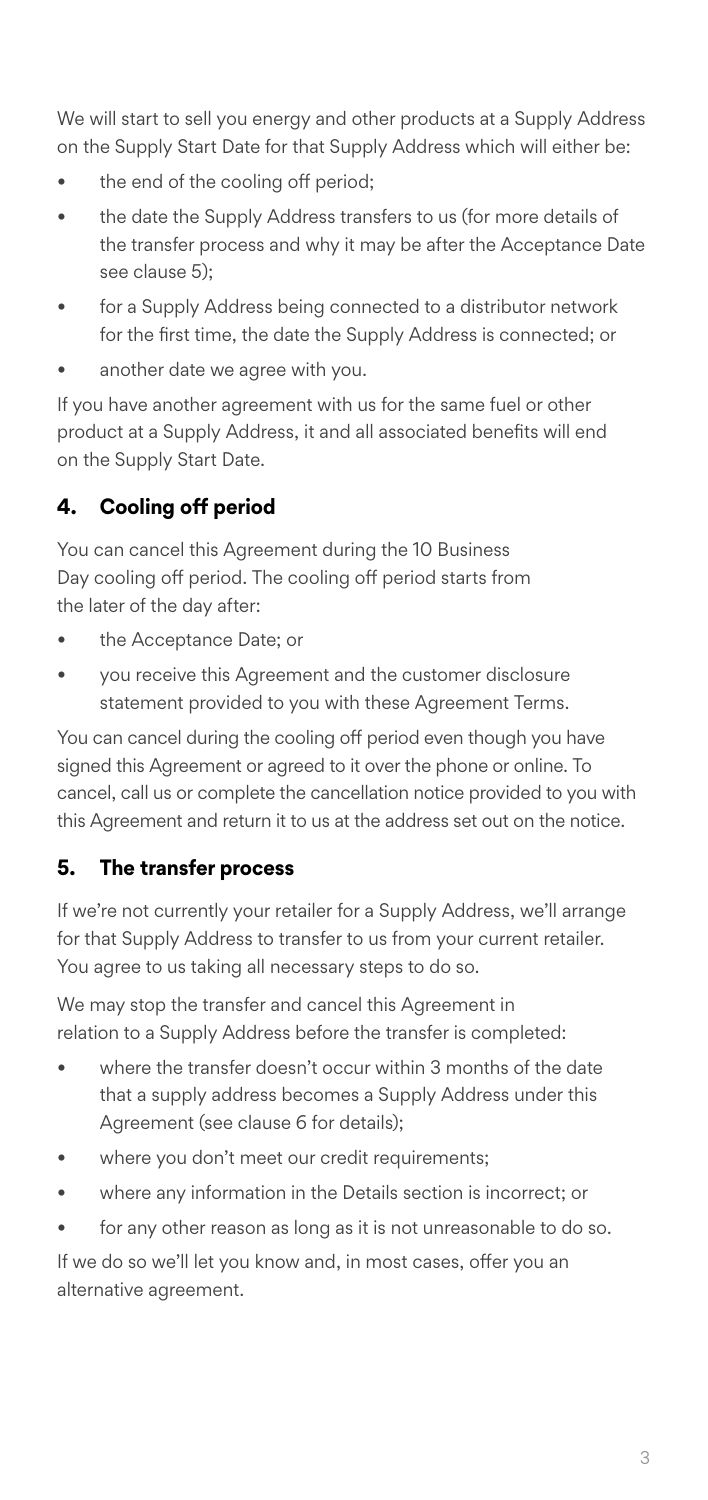We will start to sell you energy and other products at a Supply Address on the Supply Start Date for that Supply Address which will either be:

- the end of the cooling off period;
- the date the Supply Address transfers to us (for more details of the transfer process and why it may be after the Acceptance Date see clause 5);
- for a Supply Address being connected to a distributor network for the first time, the date the Supply Address is connected; or
- another date we agree with you.

If you have another agreement with us for the same fuel or other product at a Supply Address, it and all associated benefits will end on the Supply Start Date.

## 4. Cooling off period

You can cancel this Agreement during the 10 Business Day cooling off period. The cooling off period starts from the later of the day after:

- the Acceptance Date; or
- you receive this Agreement and the customer disclosure statement provided to you with these Agreement Terms.

You can cancel during the cooling off period even though you have signed this Agreement or agreed to it over the phone or online. To cancel, call us or complete the cancellation notice provided to you with this Agreement and return it to us at the address set out on the notice.

## 5. The transfer process

If we're not currently your retailer for a Supply Address, we'll arrange for that Supply Address to transfer to us from your current retailer. You agree to us taking all necessary steps to do so.

We may stop the transfer and cancel this Agreement in relation to a Supply Address before the transfer is completed:

- where the transfer doesn't occur within 3 months of the date that a supply address becomes a Supply Address under this Agreement (see clause 6 for details);
- where you don't meet our credit requirements;
- where any information in the Details section is incorrect; or
- for any other reason as long as it is not unreasonable to do so.

If we do so we'll let you know and, in most cases, offer you an alternative agreement.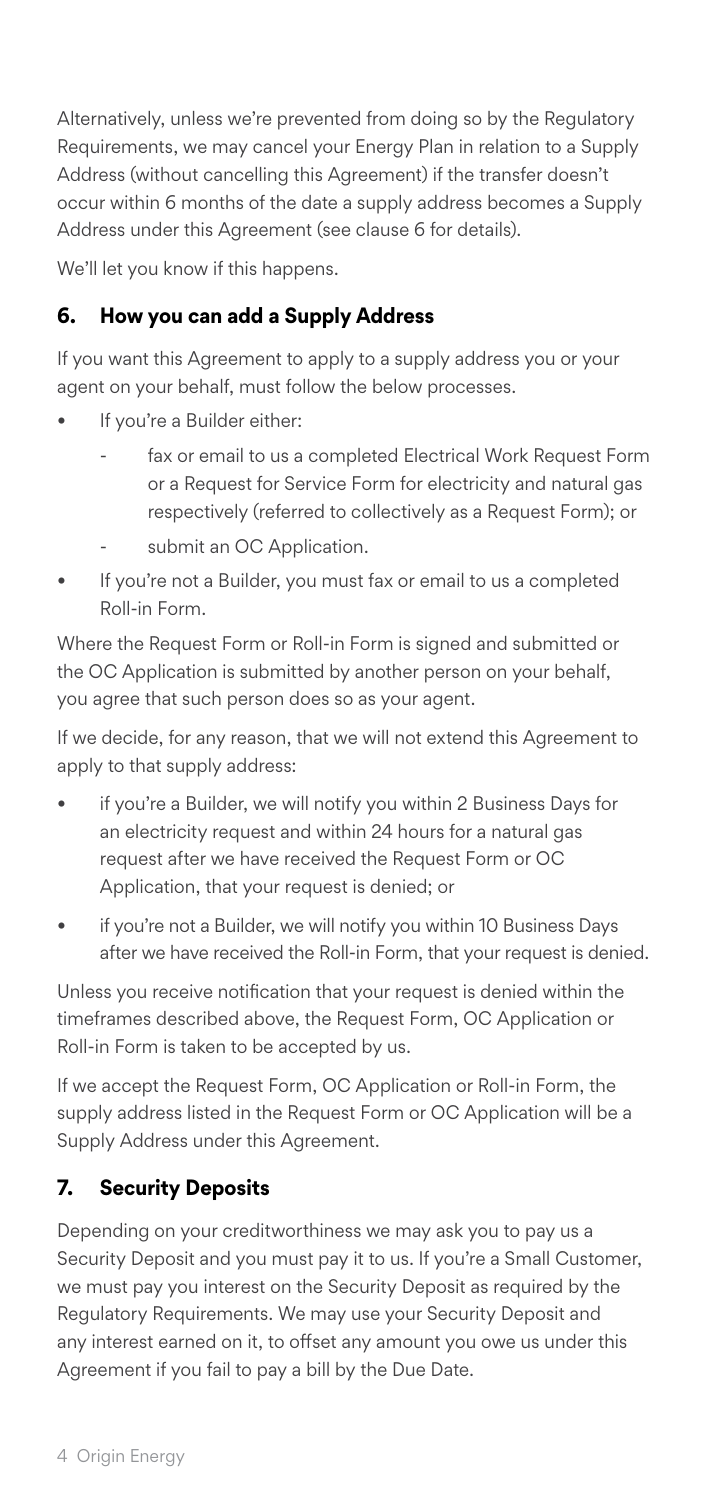Alternatively, unless we're prevented from doing so by the Regulatory Requirements, we may cancel your Energy Plan in relation to a Supply Address (without cancelling this Agreement) if the transfer doesn't occur within 6 months of the date a supply address becomes a Supply Address under this Agreement (see clause 6 for details).

We'll let you know if this happens.

## 6. How you can add a Supply Address

If you want this Agreement to apply to a supply address you or your agent on your behalf, must follow the below processes.

- If you're a Builder either:
  - fax or email to us a completed Electrical Work Request Form or a Request for Service Form for electricity and natural gas respectively (referred to collectively as a Request Form); or
  - submit an OC Application.
- If you're not a Builder, you must fax or email to us a completed Roll-in Form.

Where the Request Form or Roll-in Form is signed and submitted or the OC Application is submitted by another person on your behalf, you agree that such person does so as your agent.

If we decide, for any reason, that we will not extend this Agreement to apply to that supply address:

- if you're a Builder, we will notify you within 2 Business Days for an electricity request and within 24 hours for a natural gas request after we have received the Request Form or OC Application, that your request is denied; or
- if you're not a Builder, we will notify you within 10 Business Days after we have received the Roll-in Form, that your request is denied.

Unless you receive notification that your request is denied within the timeframes described above, the Request Form, OC Application or Roll-in Form is taken to be accepted by us.

If we accept the Request Form, OC Application or Roll-in Form, the supply address listed in the Request Form or OC Application will be a Supply Address under this Agreement.

## 7. Security Deposits

Depending on your creditworthiness we may ask you to pay us a Security Deposit and you must pay it to us. If you're a Small Customer, we must pay you interest on the Security Deposit as required by the Regulatory Requirements. We may use your Security Deposit and any interest earned on it, to offset any amount you owe us under this Agreement if you fail to pay a bill by the Due Date.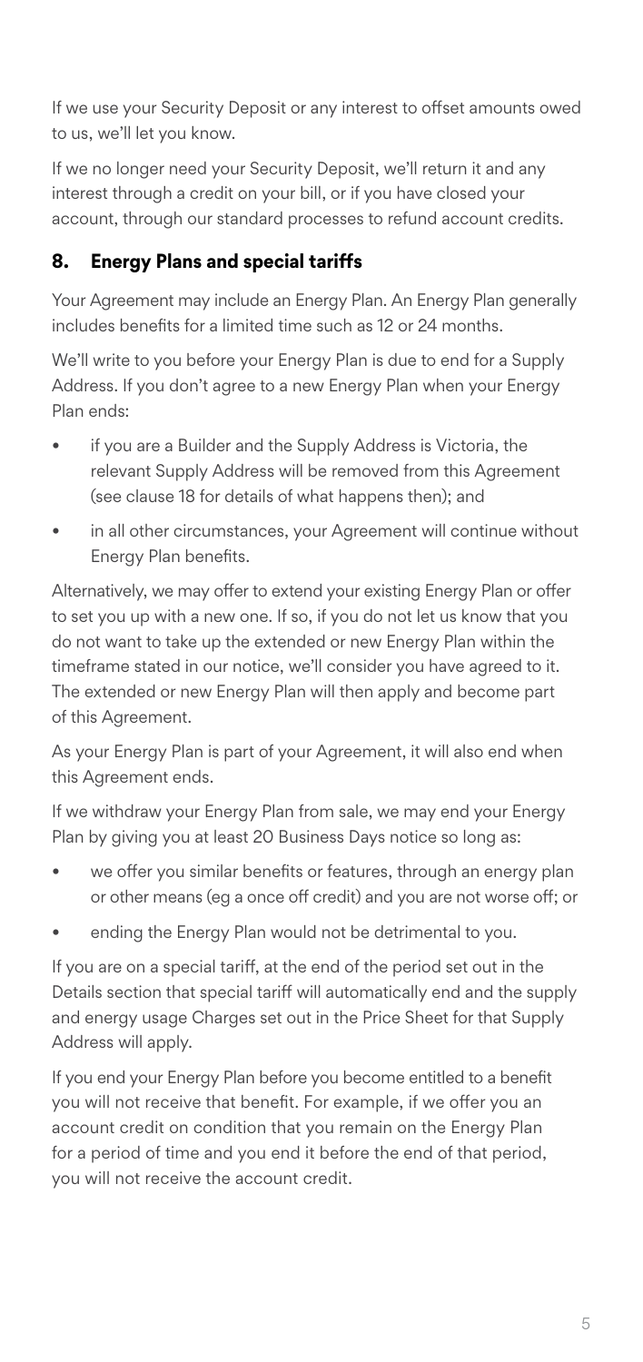If we use your Security Deposit or any interest to offset amounts owed to us, we'll let you know.

If we no longer need your Security Deposit, we'll return it and any interest through a credit on your bill, or if you have closed your account, through our standard processes to refund account credits.

## 8. Energy Plans and special tariffs

Your Agreement may include an Energy Plan. An Energy Plan generally includes benefits for a limited time such as 12 or 24 months.

We'll write to you before your Energy Plan is due to end for a Supply Address. If you don't agree to a new Energy Plan when your Energy Plan ends:

- if you are a Builder and the Supply Address is Victoria, the relevant Supply Address will be removed from this Agreement (see clause 18 for details of what happens then); and
- in all other circumstances, your Agreement will continue without Energy Plan benefits.

Alternatively, we may offer to extend your existing Energy Plan or offer to set you up with a new one. If so, if you do not let us know that you do not want to take up the extended or new Energy Plan within the timeframe stated in our notice, we'll consider you have agreed to it. The extended or new Energy Plan will then apply and become part of this Agreement.

As your Energy Plan is part of your Agreement, it will also end when this Agreement ends.

If we withdraw your Energy Plan from sale, we may end your Energy Plan by giving you at least 20 Business Days notice so long as:

- we offer you similar benefits or features, through an energy plan or other means (eg a once off credit) and you are not worse off; or
- ending the Energy Plan would not be detrimental to you.

If you are on a special tariff, at the end of the period set out in the Details section that special tariff will automatically end and the supply and energy usage Charges set out in the Price Sheet for that Supply Address will apply.

If you end your Energy Plan before you become entitled to a benefit you will not receive that benefit. For example, if we offer you an account credit on condition that you remain on the Energy Plan for a period of time and you end it before the end of that period, you will not receive the account credit.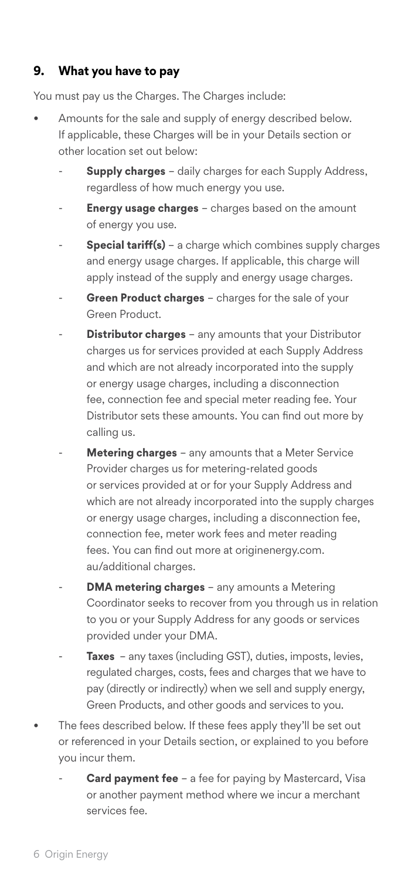## 9. What you have to pay

You must pay us the Charges. The Charges include:

- Amounts for the sale and supply of energy described below. If applicable, these Charges will be in your Details section or other location set out below:
  - **Supply charges** – daily charges for each Supply Address, regardless of how much energy you use.
  - **Energy usage charges** – charges based on the amount of energy you use.
  - **Special tariff(s)** – a charge which combines supply charges and energy usage charges. If applicable, this charge will apply instead of the supply and energy usage charges.
  - **Green Product charges** – charges for the sale of your Green Product.
  - **Distributor charges** – any amounts that your Distributor charges us for services provided at each Supply Address and which are not already incorporated into the supply or energy usage charges, including a disconnection fee, connection fee and special meter reading fee. Your Distributor sets these amounts. You can find out more by calling us.
  - **Metering charges** – any amounts that a Meter Service Provider charges us for metering-related goods or services provided at or for your Supply Address and which are not already incorporated into the supply charges or energy usage charges, including a disconnection fee, connection fee, meter work fees and meter reading fees. You can find out more at originenergy.com.au/additional charges.
  - **DMA metering charges** – any amounts a Metering Coordinator seeks to recover from you through us in relation to you or your Supply Address for any goods or services provided under your DMA.
  - **Taxes** – any taxes (including GST), duties, imposts, levies, regulated charges, costs, fees and charges that we have to pay (directly or indirectly) when we sell and supply energy, Green Products, and other goods and services to you.
- The fees described below. If these fees apply they'll be set out or referenced in your Details section, or explained to you before you incur them.
  - **Card payment fee** – a fee for paying by Mastercard, Visa or another payment method where we incur a merchant services fee.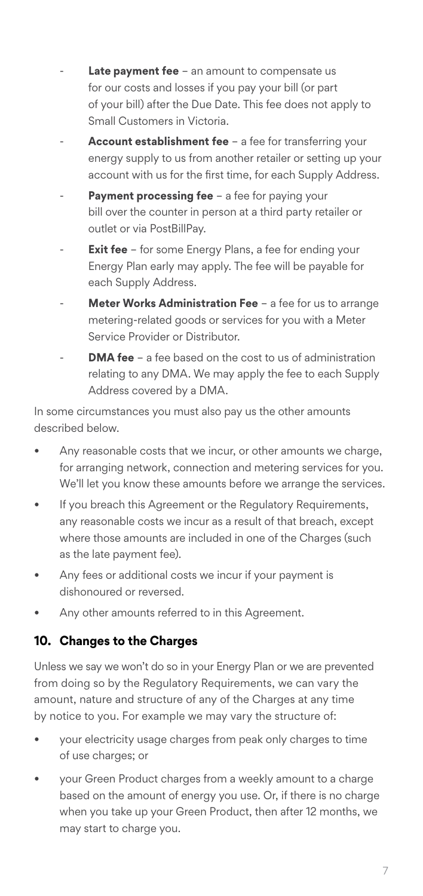- **Late payment fee** – an amount to compensate us for our costs and losses if you pay your bill (or part of your bill) after the Due Date. This fee does not apply to Small Customers in Victoria.
- **Account establishment fee** – a fee for transferring your energy supply to us from another retailer or setting up your account with us for the first time, for each Supply Address.
- **Payment processing fee** – a fee for paying your bill over the counter in person at a third party retailer or outlet or via PostBillPay.
- **Exit fee** – for some Energy Plans, a fee for ending your Energy Plan early may apply. The fee will be payable for each Supply Address.
- **Meter Works Administration Fee** – a fee for us to arrange metering-related goods or services for you with a Meter Service Provider or Distributor.
- **DMA fee** – a fee based on the cost to us of administration relating to any DMA. We may apply the fee to each Supply Address covered by a DMA.

In some circumstances you must also pay us the other amounts described below.

- Any reasonable costs that we incur, or other amounts we charge, for arranging network, connection and metering services for you. We'll let you know these amounts before we arrange the services.
- If you breach this Agreement or the Regulatory Requirements, any reasonable costs we incur as a result of that breach, except where those amounts are included in one of the Charges (such as the late payment fee).
- Any fees or additional costs we incur if your payment is dishonoured or reversed.
- Any other amounts referred to in this Agreement.

## 10. Changes to the Charges

Unless we say we won't do so in your Energy Plan or we are prevented from doing so by the Regulatory Requirements, we can vary the amount, nature and structure of any of the Charges at any time by notice to you. For example we may vary the structure of:

- your electricity usage charges from peak only charges to time of use charges; or
- your Green Product charges from a weekly amount to a charge based on the amount of energy you use. Or, if there is no charge when you take up your Green Product, then after 12 months, we may start to charge you.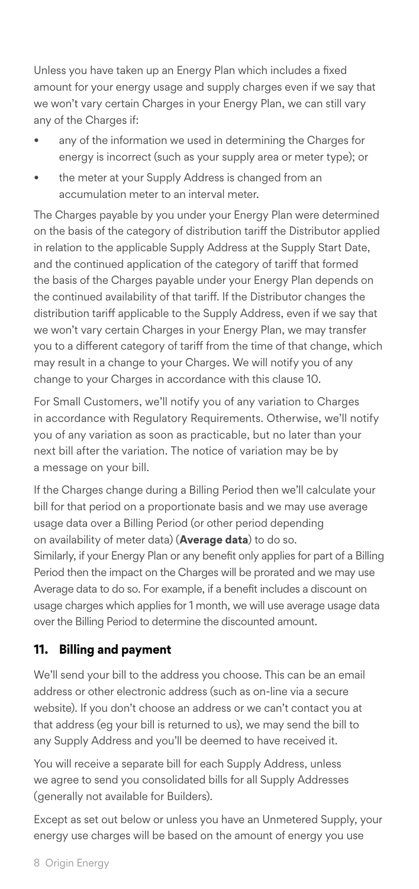Unless you have taken up an Energy Plan which includes a fixed amount for your energy usage and supply charges even if we say that we won't vary certain Charges in your Energy Plan, we can still vary any of the Charges if:

- any of the information we used in determining the Charges for energy is incorrect (such as your supply area or meter type); or
- the meter at your Supply Address is changed from an accumulation meter to an interval meter.

The Charges payable by you under your Energy Plan were determined on the basis of the category of distribution tariff the Distributor applied in relation to the applicable Supply Address at the Supply Start Date, and the continued application of the category of tariff that formed the basis of the Charges payable under your Energy Plan depends on the continued availability of that tariff. If the Distributor changes the distribution tariff applicable to the Supply Address, even if we say that we won't vary certain Charges in your Energy Plan, we may transfer you to a different category of tariff from the time of that change, which may result in a change to your Charges. We will notify you of any change to your Charges in accordance with this clause 10.

For Small Customers, we'll notify you of any variation to Charges in accordance with Regulatory Requirements. Otherwise, we'll notify you of any variation as soon as practicable, but no later than your next bill after the variation. The notice of variation may be by a message on your bill.

If the Charges change during a Billing Period then we'll calculate your bill for that period on a proportionate basis and we may use average usage data over a Billing Period (or other period depending on availability of meter data) (**Average data**) to do so.
Similarly, if your Energy Plan or any benefit only applies for part of a Billing Period then the impact on the Charges will be prorated and we may use Average data to do so. For example, if a benefit includes a discount on usage charges which applies for 1 month, we will use average usage data over the Billing Period to determine the discounted amount.

## 11. Billing and payment

We'll send your bill to the address you choose. This can be an email address or other electronic address (such as on-line via a secure website). If you don't choose an address or we can't contact you at that address (eg your bill is returned to us), we may send the bill to any Supply Address and you'll be deemed to have received it.

You will receive a separate bill for each Supply Address, unless we agree to send you consolidated bills for all Supply Addresses (generally not available for Builders).

Except as set out below or unless you have an Unmetered Supply, your energy use charges will be based on the amount of energy you use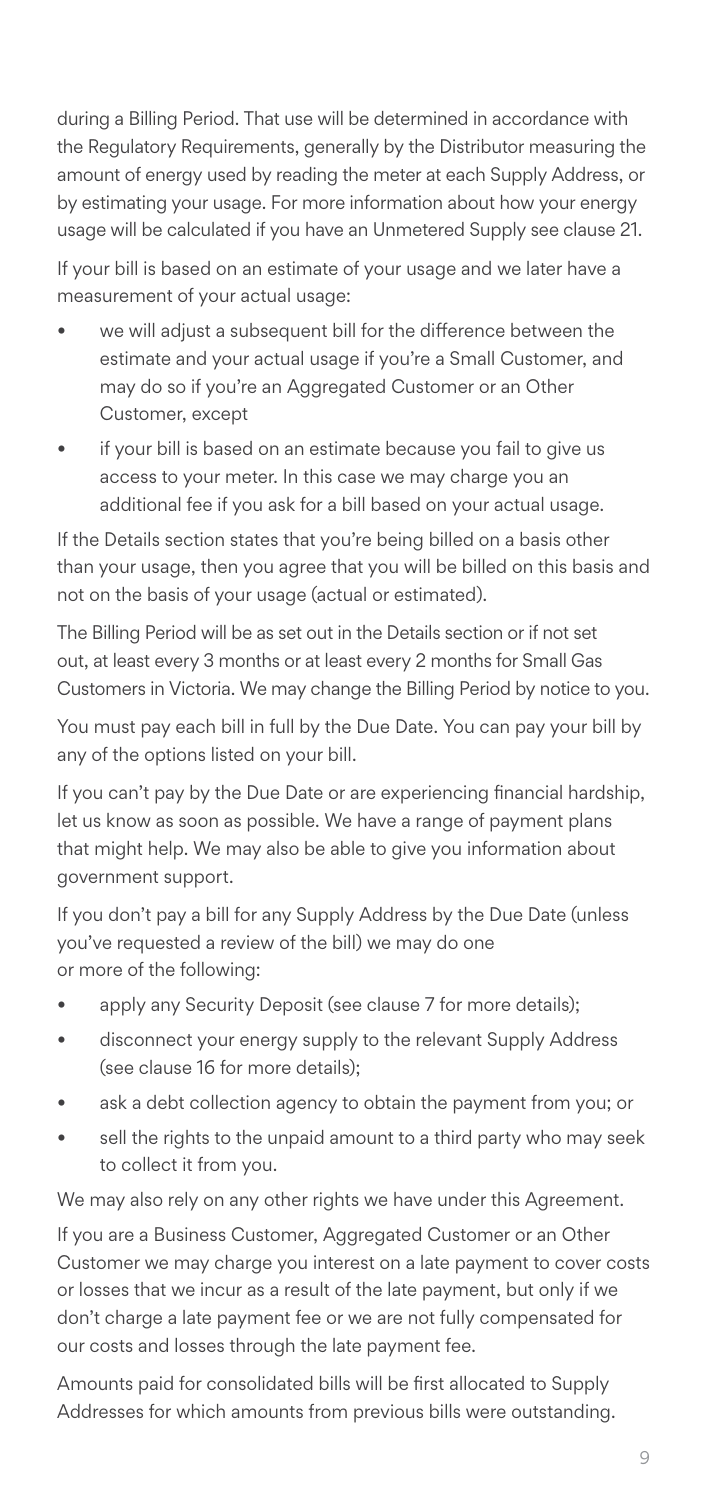during a Billing Period. That use will be determined in accordance with the Regulatory Requirements, generally by the Distributor measuring the amount of energy used by reading the meter at each Supply Address, or by estimating your usage. For more information about how your energy usage will be calculated if you have an Unmetered Supply see clause 21.

If your bill is based on an estimate of your usage and we later have a measurement of your actual usage:

- we will adjust a subsequent bill for the difference between the estimate and your actual usage if you're a Small Customer, and may do so if you're an Aggregated Customer or an Other Customer, except
- if your bill is based on an estimate because you fail to give us access to your meter. In this case we may charge you an additional fee if you ask for a bill based on your actual usage.

If the Details section states that you're being billed on a basis other than your usage, then you agree that you will be billed on this basis and not on the basis of your usage (actual or estimated).

The Billing Period will be as set out in the Details section or if not set out, at least every 3 months or at least every 2 months for Small Gas Customers in Victoria. We may change the Billing Period by notice to you.

You must pay each bill in full by the Due Date. You can pay your bill by any of the options listed on your bill.

If you can't pay by the Due Date or are experiencing financial hardship, let us know as soon as possible. We have a range of payment plans that might help. We may also be able to give you information about government support.

If you don't pay a bill for any Supply Address by the Due Date (unless you've requested a review of the bill) we may do one or more of the following:

- apply any Security Deposit (see clause 7 for more details);
- disconnect your energy supply to the relevant Supply Address (see clause 16 for more details);
- ask a debt collection agency to obtain the payment from you; or
- sell the rights to the unpaid amount to a third party who may seek to collect it from you.

We may also rely on any other rights we have under this Agreement.

If you are a Business Customer, Aggregated Customer or an Other Customer we may charge you interest on a late payment to cover costs or losses that we incur as a result of the late payment, but only if we don't charge a late payment fee or we are not fully compensated for our costs and losses through the late payment fee.

Amounts paid for consolidated bills will be first allocated to Supply Addresses for which amounts from previous bills were outstanding.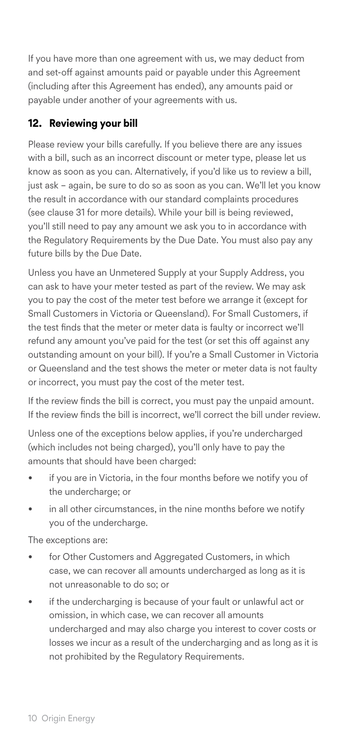If you have more than one agreement with us, we may deduct from and set-off against amounts paid or payable under this Agreement (including after this Agreement has ended), any amounts paid or payable under another of your agreements with us.

## 12. Reviewing your bill

Please review your bills carefully. If you believe there are any issues with a bill, such as an incorrect discount or meter type, please let us know as soon as you can. Alternatively, if you'd like us to review a bill, just ask – again, be sure to do so as soon as you can. We'll let you know the result in accordance with our standard complaints procedures (see clause 31 for more details). While your bill is being reviewed, you'll still need to pay any amount we ask you to in accordance with the Regulatory Requirements by the Due Date. You must also pay any future bills by the Due Date.

Unless you have an Unmetered Supply at your Supply Address, you can ask to have your meter tested as part of the review. We may ask you to pay the cost of the meter test before we arrange it (except for Small Customers in Victoria or Queensland). For Small Customers, if the test finds that the meter or meter data is faulty or incorrect we'll refund any amount you've paid for the test (or set this off against any outstanding amount on your bill). If you're a Small Customer in Victoria or Queensland and the test shows the meter or meter data is not faulty or incorrect, you must pay the cost of the meter test.

If the review finds the bill is correct, you must pay the unpaid amount. If the review finds the bill is incorrect, we'll correct the bill under review.

Unless one of the exceptions below applies, if you're undercharged (which includes not being charged), you'll only have to pay the amounts that should have been charged:

- if you are in Victoria, in the four months before we notify you of the undercharge; or
- in all other circumstances, in the nine months before we notify you of the undercharge.

The exceptions are:

- for Other Customers and Aggregated Customers, in which case, we can recover all amounts undercharged as long as it is not unreasonable to do so; or
- if the undercharging is because of your fault or unlawful act or omission, in which case, we can recover all amounts undercharged and may also charge you interest to cover costs or losses we incur as a result of the undercharging and as long as it is not prohibited by the Regulatory Requirements.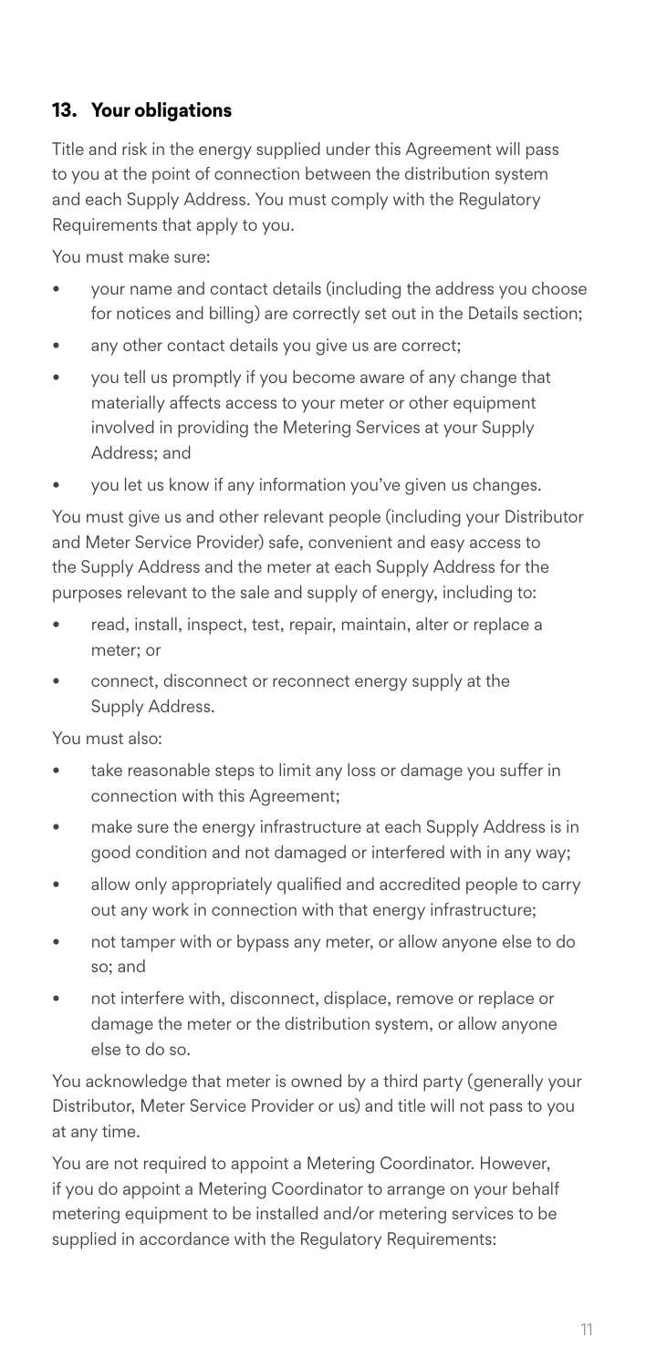## 13. Your obligations

Title and risk in the energy supplied under this Agreement will pass to you at the point of connection between the distribution system and each Supply Address. You must comply with the Regulatory Requirements that apply to you.

You must make sure:

- your name and contact details (including the address you choose for notices and billing) are correctly set out in the Details section;
- any other contact details you give us are correct;
- you tell us promptly if you become aware of any change that materially affects access to your meter or other equipment involved in providing the Metering Services at your Supply Address; and
- you let us know if any information you've given us changes.

You must give us and other relevant people (including your Distributor and Meter Service Provider) safe, convenient and easy access to the Supply Address and the meter at each Supply Address for the purposes relevant to the sale and supply of energy, including to:

- read, install, inspect, test, repair, maintain, alter or replace a meter; or
- connect, disconnect or reconnect energy supply at the Supply Address.

You must also:

- take reasonable steps to limit any loss or damage you suffer in connection with this Agreement;
- make sure the energy infrastructure at each Supply Address is in good condition and not damaged or interfered with in any way;
- allow only appropriately qualified and accredited people to carry out any work in connection with that energy infrastructure;
- not tamper with or bypass any meter, or allow anyone else to do so; and
- not interfere with, disconnect, displace, remove or replace or damage the meter or the distribution system, or allow anyone else to do so.

You acknowledge that meter is owned by a third party (generally your Distributor, Meter Service Provider or us) and title will not pass to you at any time.

You are not required to appoint a Metering Coordinator. However, if you do appoint a Metering Coordinator to arrange on your behalf metering equipment to be installed and/or metering services to be supplied in accordance with the Regulatory Requirements: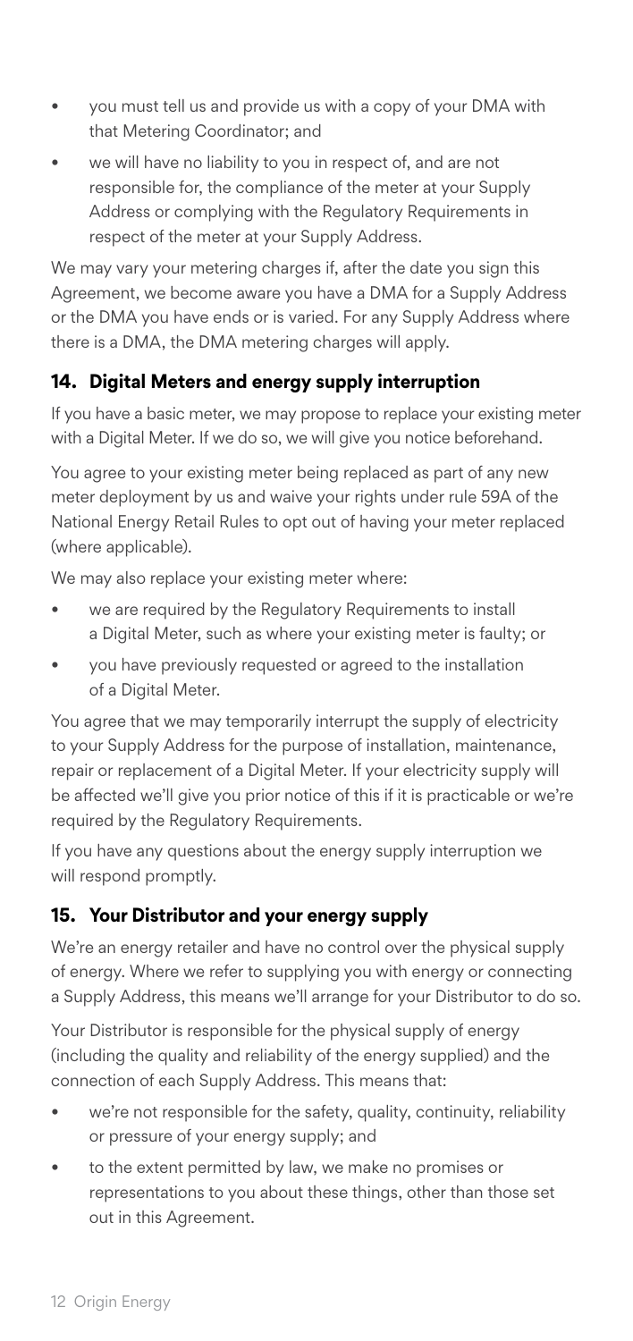- you must tell us and provide us with a copy of your DMA with that Metering Coordinator; and
- we will have no liability to you in respect of, and are not responsible for, the compliance of the meter at your Supply Address or complying with the Regulatory Requirements in respect of the meter at your Supply Address.

We may vary your metering charges if, after the date you sign this Agreement, we become aware you have a DMA for a Supply Address or the DMA you have ends or is varied. For any Supply Address where there is a DMA, the DMA metering charges will apply.

## 14. Digital Meters and energy supply interruption

If you have a basic meter, we may propose to replace your existing meter with a Digital Meter. If we do so, we will give you notice beforehand.

You agree to your existing meter being replaced as part of any new meter deployment by us and waive your rights under rule 59A of the National Energy Retail Rules to opt out of having your meter replaced (where applicable).

We may also replace your existing meter where:

- we are required by the Regulatory Requirements to install a Digital Meter, such as where your existing meter is faulty; or
- you have previously requested or agreed to the installation of a Digital Meter.

You agree that we may temporarily interrupt the supply of electricity to your Supply Address for the purpose of installation, maintenance, repair or replacement of a Digital Meter. If your electricity supply will be affected we'll give you prior notice of this if it is practicable or we're required by the Regulatory Requirements.

If you have any questions about the energy supply interruption we will respond promptly.

## 15. Your Distributor and your energy supply

We're an energy retailer and have no control over the physical supply of energy. Where we refer to supplying you with energy or connecting a Supply Address, this means we'll arrange for your Distributor to do so.

Your Distributor is responsible for the physical supply of energy (including the quality and reliability of the energy supplied) and the connection of each Supply Address. This means that:

- we're not responsible for the safety, quality, continuity, reliability or pressure of your energy supply; and
- to the extent permitted by law, we make no promises or representations to you about these things, other than those set out in this Agreement.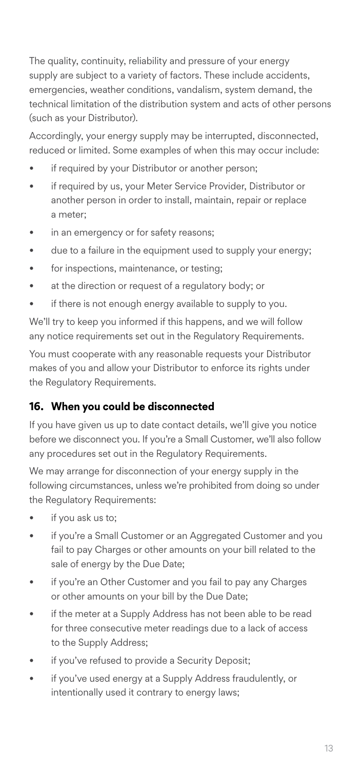The quality, continuity, reliability and pressure of your energy supply are subject to a variety of factors. These include accidents, emergencies, weather conditions, vandalism, system demand, the technical limitation of the distribution system and acts of other persons (such as your Distributor).

Accordingly, your energy supply may be interrupted, disconnected, reduced or limited. Some examples of when this may occur include:

- if required by your Distributor or another person;
- if required by us, your Meter Service Provider, Distributor or another person in order to install, maintain, repair or replace a meter;
- in an emergency or for safety reasons;
- due to a failure in the equipment used to supply your energy;
- for inspections, maintenance, or testing;
- at the direction or request of a regulatory body; or
- if there is not enough energy available to supply to you.

We'll try to keep you informed if this happens, and we will follow any notice requirements set out in the Regulatory Requirements.

You must cooperate with any reasonable requests your Distributor makes of you and allow your Distributor to enforce its rights under the Regulatory Requirements.

## 16. When you could be disconnected

If you have given us up to date contact details, we'll give you notice before we disconnect you. If you're a Small Customer, we'll also follow any procedures set out in the Regulatory Requirements.

We may arrange for disconnection of your energy supply in the following circumstances, unless we're prohibited from doing so under the Regulatory Requirements:

- if you ask us to;
- if you're a Small Customer or an Aggregated Customer and you fail to pay Charges or other amounts on your bill related to the sale of energy by the Due Date;
- if you're an Other Customer and you fail to pay any Charges or other amounts on your bill by the Due Date;
- if the meter at a Supply Address has not been able to be read for three consecutive meter readings due to a lack of access to the Supply Address;
- if you've refused to provide a Security Deposit;
- if you've used energy at a Supply Address fraudulently, or intentionally used it contrary to energy laws;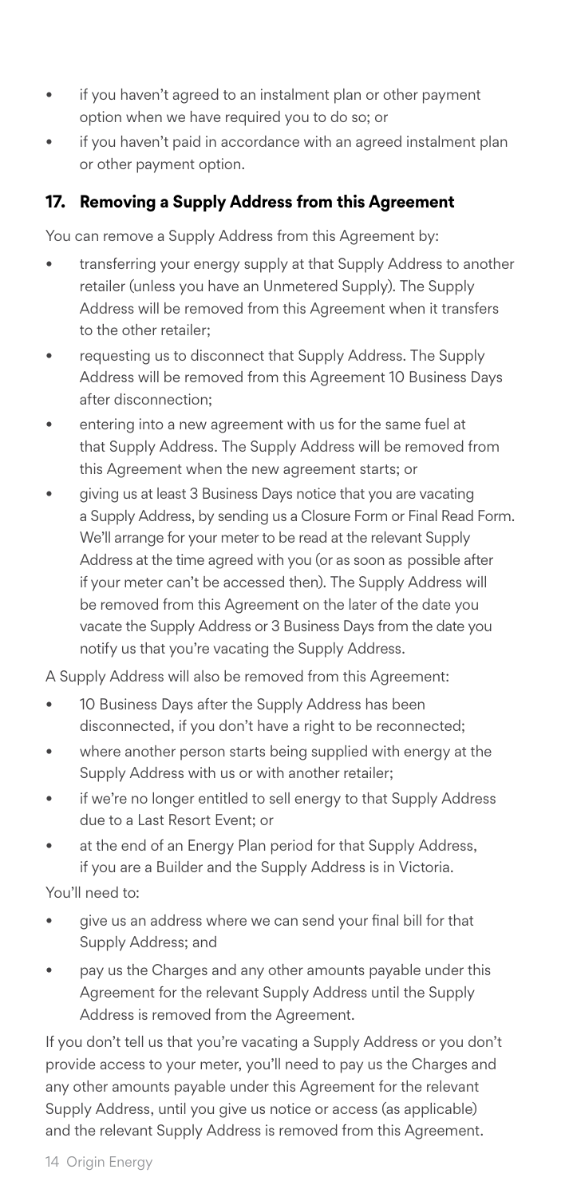- if you haven't agreed to an instalment plan or other payment option when we have required you to do so; or
- if you haven't paid in accordance with an agreed instalment plan or other payment option.

## 17. Removing a Supply Address from this Agreement

You can remove a Supply Address from this Agreement by:

- transferring your energy supply at that Supply Address to another retailer (unless you have an Unmetered Supply). The Supply Address will be removed from this Agreement when it transfers to the other retailer;
- requesting us to disconnect that Supply Address. The Supply Address will be removed from this Agreement 10 Business Days after disconnection;
- entering into a new agreement with us for the same fuel at that Supply Address. The Supply Address will be removed from this Agreement when the new agreement starts; or
- giving us at least 3 Business Days notice that you are vacating a Supply Address, by sending us a Closure Form or Final Read Form. We'll arrange for your meter to be read at the relevant Supply Address at the time agreed with you (or as soon as possible after if your meter can't be accessed then). The Supply Address will be removed from this Agreement on the later of the date you vacate the Supply Address or 3 Business Days from the date you notify us that you're vacating the Supply Address.

A Supply Address will also be removed from this Agreement:

- 10 Business Days after the Supply Address has been disconnected, if you don't have a right to be reconnected;
- where another person starts being supplied with energy at the Supply Address with us or with another retailer;
- if we're no longer entitled to sell energy to that Supply Address due to a Last Resort Event; or
- at the end of an Energy Plan period for that Supply Address, if you are a Builder and the Supply Address is in Victoria.

You'll need to:

- give us an address where we can send your final bill for that Supply Address; and
- pay us the Charges and any other amounts payable under this Agreement for the relevant Supply Address until the Supply Address is removed from the Agreement.

If you don't tell us that you're vacating a Supply Address or you don't provide access to your meter, you'll need to pay us the Charges and any other amounts payable under this Agreement for the relevant Supply Address, until you give us notice or access (as applicable) and the relevant Supply Address is removed from this Agreement.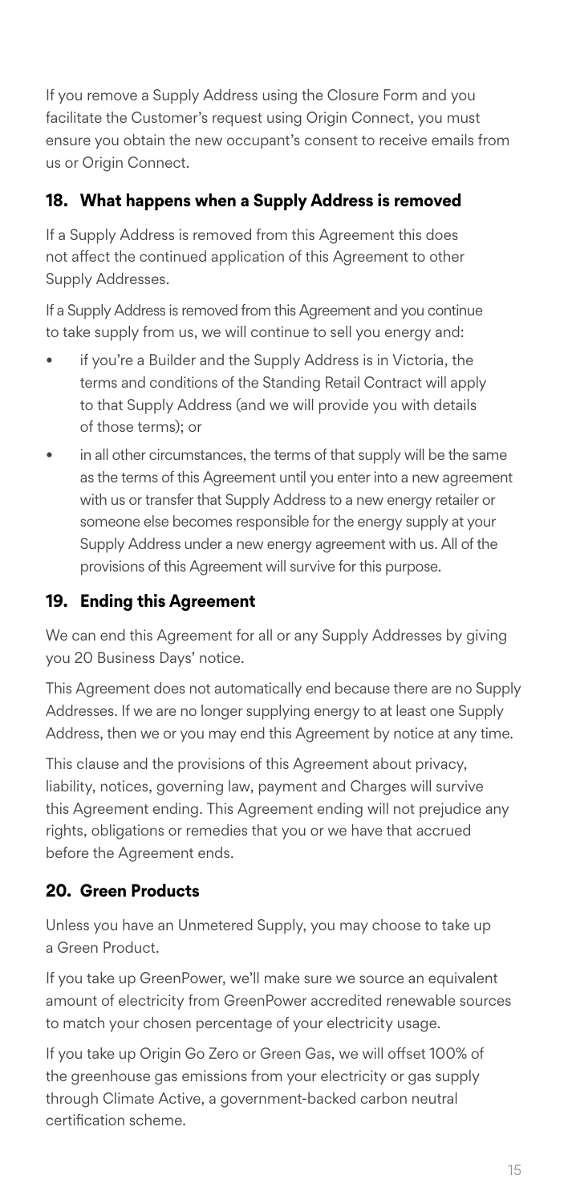If you remove a Supply Address using the Closure Form and you facilitate the Customer's request using Origin Connect, you must ensure you obtain the new occupant's consent to receive emails from us or Origin Connect.

## 18. What happens when a Supply Address is removed

If a Supply Address is removed from this Agreement this does not affect the continued application of this Agreement to other Supply Addresses.

If a Supply Address is removed from this Agreement and you continue to take supply from us, we will continue to sell you energy and:

- if you're a Builder and the Supply Address is in Victoria, the terms and conditions of the Standing Retail Contract will apply to that Supply Address (and we will provide you with details of those terms); or
- in all other circumstances, the terms of that supply will be the same as the terms of this Agreement until you enter into a new agreement with us or transfer that Supply Address to a new energy retailer or someone else becomes responsible for the energy supply at your Supply Address under a new energy agreement with us. All of the provisions of this Agreement will survive for this purpose.

## 19. Ending this Agreement

We can end this Agreement for all or any Supply Addresses by giving you 20 Business Days' notice.

This Agreement does not automatically end because there are no Supply Addresses. If we are no longer supplying energy to at least one Supply Address, then we or you may end this Agreement by notice at any time.

This clause and the provisions of this Agreement about privacy, liability, notices, governing law, payment and Charges will survive this Agreement ending. This Agreement ending will not prejudice any rights, obligations or remedies that you or we have that accrued before the Agreement ends.

## 20. Green Products

Unless you have an Unmetered Supply, you may choose to take up a Green Product.

If you take up GreenPower, we'll make sure we source an equivalent amount of electricity from GreenPower accredited renewable sources to match your chosen percentage of your electricity usage.

If you take up Origin Go Zero or Green Gas, we will offset 100% of the greenhouse gas emissions from your electricity or gas supply through Climate Active, a government-backed carbon neutral certification scheme.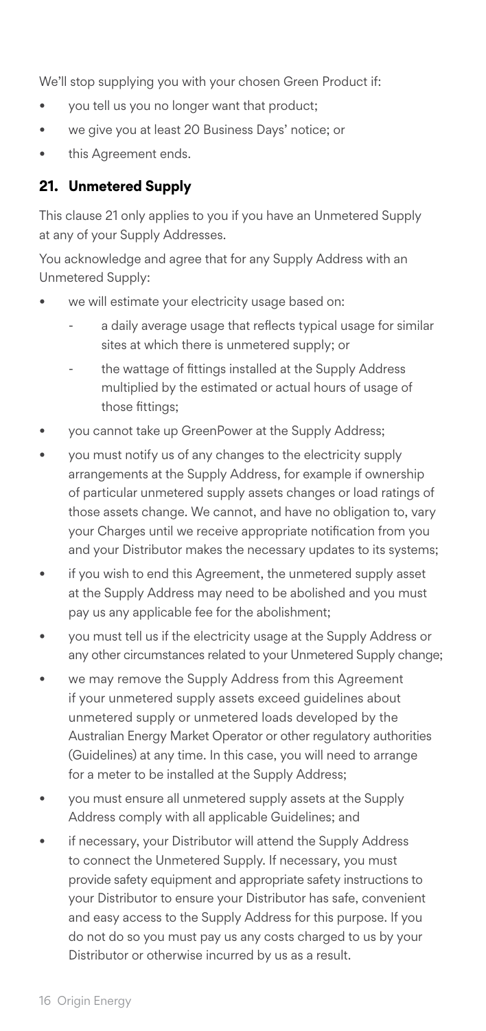We'll stop supplying you with your chosen Green Product if:

- you tell us you no longer want that product;
- we give you at least 20 Business Days' notice; or
- this Agreement ends.

## 21. Unmetered Supply

This clause 21 only applies to you if you have an Unmetered Supply at any of your Supply Addresses.

You acknowledge and agree that for any Supply Address with an Unmetered Supply:

- we will estimate your electricity usage based on:
  - a daily average usage that reflects typical usage for similar sites at which there is unmetered supply; or
  - the wattage of fittings installed at the Supply Address multiplied by the estimated or actual hours of usage of those fittings;
- you cannot take up GreenPower at the Supply Address;
- you must notify us of any changes to the electricity supply arrangements at the Supply Address, for example if ownership of particular unmetered supply assets changes or load ratings of those assets change. We cannot, and have no obligation to, vary your Charges until we receive appropriate notification from you and your Distributor makes the necessary updates to its systems;
- if you wish to end this Agreement, the unmetered supply asset at the Supply Address may need to be abolished and you must pay us any applicable fee for the abolishment;
- you must tell us if the electricity usage at the Supply Address or any other circumstances related to your Unmetered Supply change;
- we may remove the Supply Address from this Agreement if your unmetered supply assets exceed guidelines about unmetered supply or unmetered loads developed by the Australian Energy Market Operator or other regulatory authorities (Guidelines) at any time. In this case, you will need to arrange for a meter to be installed at the Supply Address;
- you must ensure all unmetered supply assets at the Supply Address comply with all applicable Guidelines; and
- if necessary, your Distributor will attend the Supply Address to connect the Unmetered Supply. If necessary, you must provide safety equipment and appropriate safety instructions to your Distributor to ensure your Distributor has safe, convenient and easy access to the Supply Address for this purpose. If you do not do so you must pay us any costs charged to us by your Distributor or otherwise incurred by us as a result.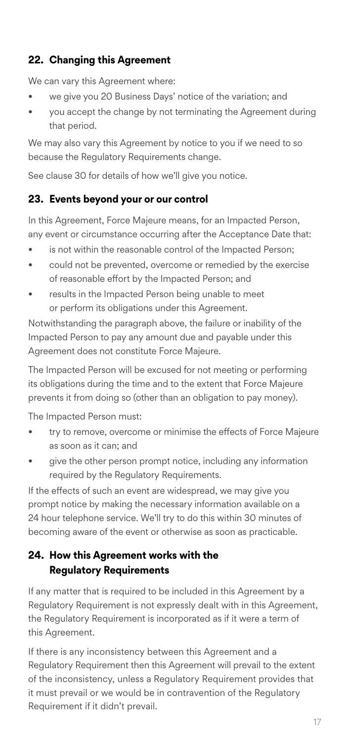## 22. Changing this Agreement

We can vary this Agreement where:

- we give you 20 Business Days' notice of the variation; and
- you accept the change by not terminating the Agreement during that period.

We may also vary this Agreement by notice to you if we need to so because the Regulatory Requirements change.

See clause 30 for details of how we'll give you notice.

## 23. Events beyond your or our control

In this Agreement, Force Majeure means, for an Impacted Person, any event or circumstance occurring after the Acceptance Date that:

- is not within the reasonable control of the Impacted Person;
- could not be prevented, overcome or remedied by the exercise of reasonable effort by the Impacted Person; and
- results in the Impacted Person being unable to meet or perform its obligations under this Agreement.

Notwithstanding the paragraph above, the failure or inability of the Impacted Person to pay any amount due and payable under this Agreement does not constitute Force Majeure.

The Impacted Person will be excused for not meeting or performing its obligations during the time and to the extent that Force Majeure prevents it from doing so (other than an obligation to pay money).

The Impacted Person must:

- try to remove, overcome or minimise the effects of Force Majeure as soon as it can; and
- give the other person prompt notice, including any information required by the Regulatory Requirements.

If the effects of such an event are widespread, we may give you prompt notice by making the necessary information available on a 24 hour telephone service. We'll try to do this within 30 minutes of becoming aware of the event or otherwise as soon as practicable.

## 24. How this Agreement works with the Regulatory Requirements

If any matter that is required to be included in this Agreement by a Regulatory Requirement is not expressly dealt with in this Agreement, the Regulatory Requirement is incorporated as if it were a term of this Agreement.

If there is any inconsistency between this Agreement and a Regulatory Requirement then this Agreement will prevail to the extent of the inconsistency, unless a Regulatory Requirement provides that it must prevail or we would be in contravention of the Regulatory Requirement if it didn't prevail.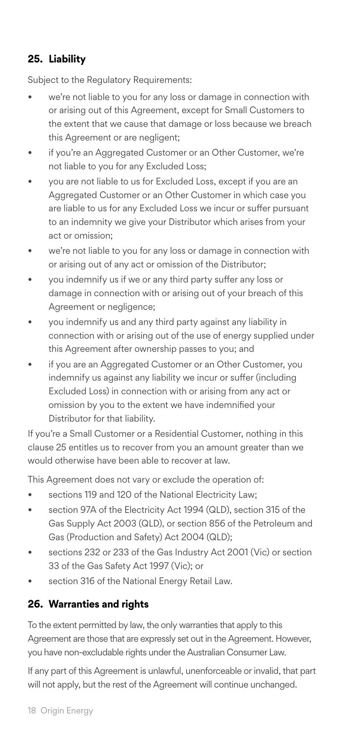## 25. Liability

Subject to the Regulatory Requirements:

- we're not liable to you for any loss or damage in connection with or arising out of this Agreement, except for Small Customers to the extent that we cause that damage or loss because we breach this Agreement or are negligent;
- if you're an Aggregated Customer or an Other Customer, we're not liable to you for any Excluded Loss;
- you are not liable to us for Excluded Loss, except if you are an Aggregated Customer or an Other Customer in which case you are liable to us for any Excluded Loss we incur or suffer pursuant to an indemnity we give your Distributor which arises from your act or omission;
- we're not liable to you for any loss or damage in connection with or arising out of any act or omission of the Distributor;
- you indemnify us if we or any third party suffer any loss or damage in connection with or arising out of your breach of this Agreement or negligence;
- you indemnify us and any third party against any liability in connection with or arising out of the use of energy supplied under this Agreement after ownership passes to you; and
- if you are an Aggregated Customer or an Other Customer, you indemnify us against any liability we incur or suffer (including Excluded Loss) in connection with or arising from any act or omission by you to the extent we have indemnified your Distributor for that liability.

If you're a Small Customer or a Residential Customer, nothing in this clause 25 entitles us to recover from you an amount greater than we would otherwise have been able to recover at law.

This Agreement does not vary or exclude the operation of:

- sections 119 and 120 of the National Electricity Law;
- section 97A of the Electricity Act 1994 (QLD), section 315 of the Gas Supply Act 2003 (QLD), or section 856 of the Petroleum and Gas (Production and Safety) Act 2004 (QLD);
- sections 232 or 233 of the Gas Industry Act 2001 (Vic) or section 33 of the Gas Safety Act 1997 (Vic); or
- section 316 of the National Energy Retail Law.

## 26. Warranties and rights

To the extent permitted by law, the only warranties that apply to this Agreement are those that are expressly set out in the Agreement. However, you have non-excludable rights under the Australian Consumer Law.

If any part of this Agreement is unlawful, unenforceable or invalid, that part will not apply, but the rest of the Agreement will continue unchanged.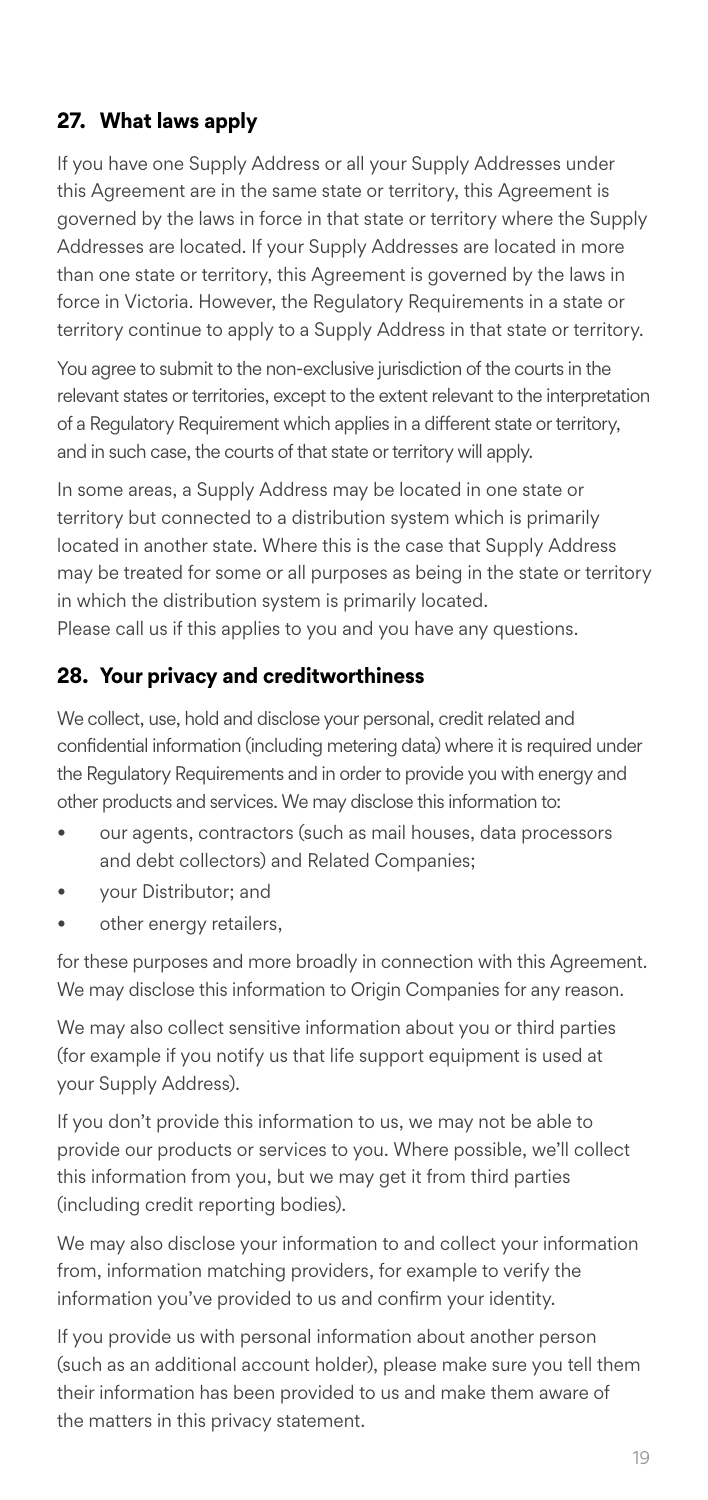## 27. What laws apply

If you have one Supply Address or all your Supply Addresses under this Agreement are in the same state or territory, this Agreement is governed by the laws in force in that state or territory where the Supply Addresses are located. If your Supply Addresses are located in more than one state or territory, this Agreement is governed by the laws in force in Victoria. However, the Regulatory Requirements in a state or territory continue to apply to a Supply Address in that state or territory.

You agree to submit to the non-exclusive jurisdiction of the courts in the relevant states or territories, except to the extent relevant to the interpretation of a Regulatory Requirement which applies in a different state or territory, and in such case, the courts of that state or territory will apply.

In some areas, a Supply Address may be located in one state or territory but connected to a distribution system which is primarily located in another state. Where this is the case that Supply Address may be treated for some or all purposes as being in the state or territory in which the distribution system is primarily located.
Please call us if this applies to you and you have any questions.

## 28. Your privacy and creditworthiness

We collect, use, hold and disclose your personal, credit related and confidential information (including metering data) where it is required under the Regulatory Requirements and in order to provide you with energy and other products and services. We may disclose this information to:

- our agents, contractors (such as mail houses, data processors and debt collectors) and Related Companies;
- your Distributor; and
- other energy retailers,

for these purposes and more broadly in connection with this Agreement. We may disclose this information to Origin Companies for any reason.

We may also collect sensitive information about you or third parties (for example if you notify us that life support equipment is used at your Supply Address).

If you don't provide this information to us, we may not be able to provide our products or services to you. Where possible, we'll collect this information from you, but we may get it from third parties (including credit reporting bodies).

We may also disclose your information to and collect your information from, information matching providers, for example to verify the information you've provided to us and confirm your identity.

If you provide us with personal information about another person (such as an additional account holder), please make sure you tell them their information has been provided to us and make them aware of the matters in this privacy statement.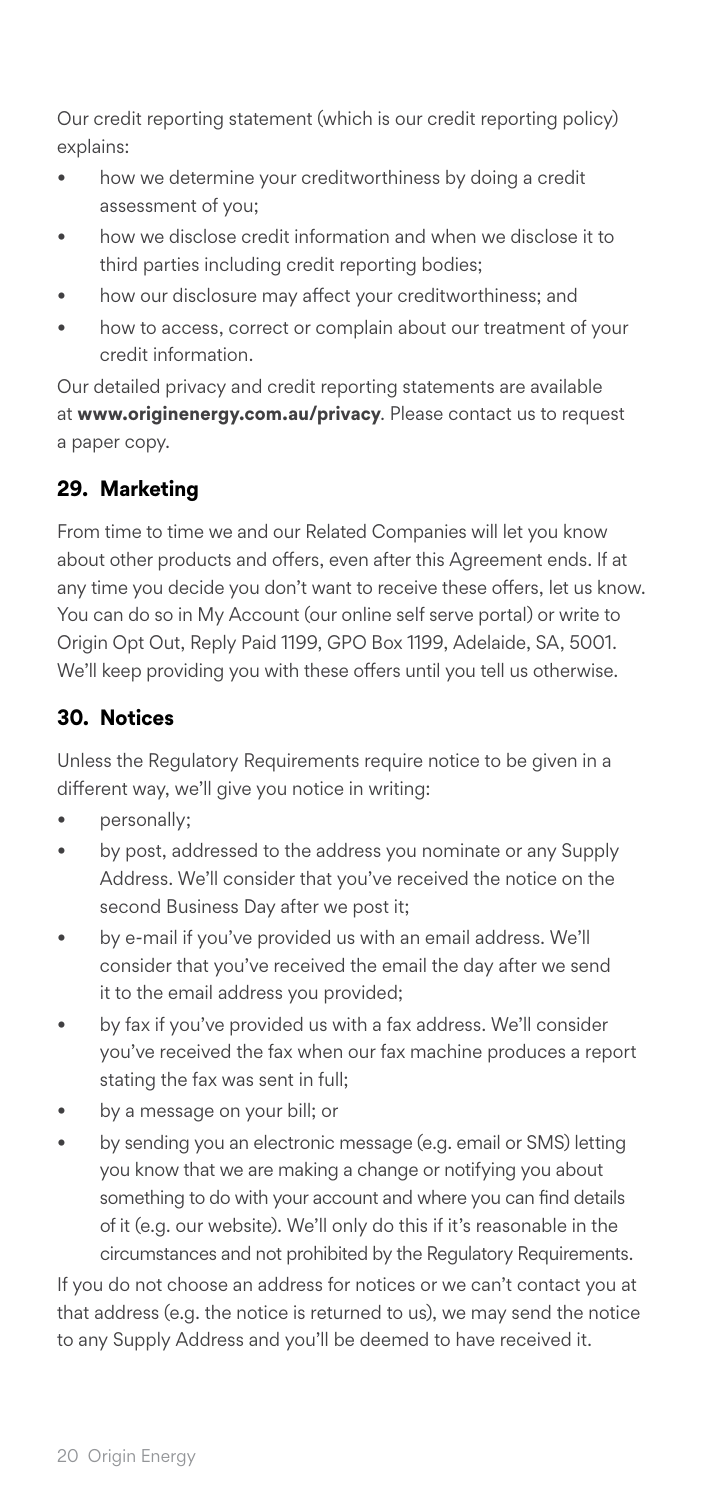Our credit reporting statement (which is our credit reporting policy) explains:

- how we determine your creditworthiness by doing a credit assessment of you;
- how we disclose credit information and when we disclose it to third parties including credit reporting bodies;
- how our disclosure may affect your creditworthiness; and
- how to access, correct or complain about our treatment of your credit information.

Our detailed privacy and credit reporting statements are available at **www.originenergy.com.au/privacy**. Please contact us to request a paper copy.

## 29. Marketing

From time to time we and our Related Companies will let you know about other products and offers, even after this Agreement ends. If at any time you decide you don't want to receive these offers, let us know. You can do so in My Account (our online self serve portal) or write to Origin Opt Out, Reply Paid 1199, GPO Box 1199, Adelaide, SA, 5001. We'll keep providing you with these offers until you tell us otherwise.

## 30. Notices

Unless the Regulatory Requirements require notice to be given in a different way, we'll give you notice in writing:

- personally;
- by post, addressed to the address you nominate or any Supply Address. We'll consider that you've received the notice on the second Business Day after we post it;
- by e-mail if you've provided us with an email address. We'll consider that you've received the email the day after we send it to the email address you provided;
- by fax if you've provided us with a fax address. We'll consider you've received the fax when our fax machine produces a report stating the fax was sent in full;
- by a message on your bill; or
- by sending you an electronic message (e.g. email or SMS) letting you know that we are making a change or notifying you about something to do with your account and where you can find details of it (e.g. our website). We'll only do this if it's reasonable in the circumstances and not prohibited by the Regulatory Requirements.

If you do not choose an address for notices or we can't contact you at that address (e.g. the notice is returned to us), we may send the notice to any Supply Address and you'll be deemed to have received it.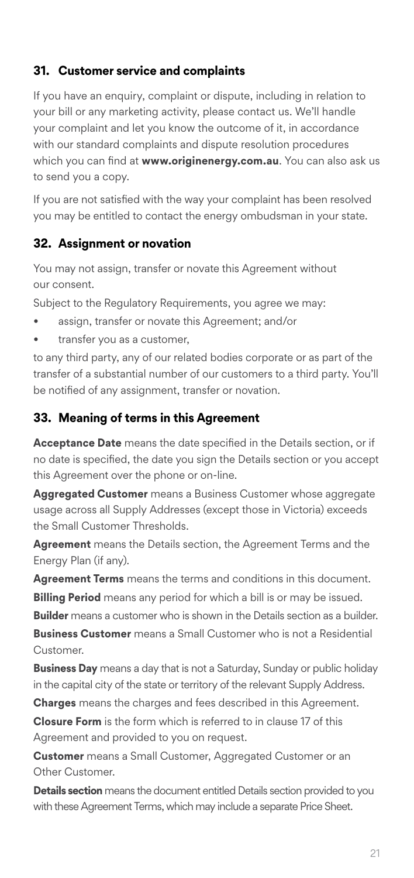## 31. Customer service and complaints

If you have an enquiry, complaint or dispute, including in relation to your bill or any marketing activity, please contact us. We'll handle your complaint and let you know the outcome of it, in accordance with our standard complaints and dispute resolution procedures which you can find at **www.originenergy.com.au**. You can also ask us to send you a copy.

If you are not satisfied with the way your complaint has been resolved you may be entitled to contact the energy ombudsman in your state.

## 32. Assignment or novation

You may not assign, transfer or novate this Agreement without our consent.

Subject to the Regulatory Requirements, you agree we may:

- assign, transfer or novate this Agreement; and/or
- transfer you as a customer,

to any third party, any of our related bodies corporate or as part of the transfer of a substantial number of our customers to a third party. You'll be notified of any assignment, transfer or novation.

## 33. Meaning of terms in this Agreement

**Acceptance Date** means the date specified in the Details section, or if no date is specified, the date you sign the Details section or you accept this Agreement over the phone or on-line.

**Aggregated Customer** means a Business Customer whose aggregate usage across all Supply Addresses (except those in Victoria) exceeds the Small Customer Thresholds.

**Agreement** means the Details section, the Agreement Terms and the Energy Plan (if any).

**Agreement Terms** means the terms and conditions in this document.

**Billing Period** means any period for which a bill is or may be issued.

**Builder** means a customer who is shown in the Details section as a builder.

**Business Customer** means a Small Customer who is not a Residential Customer.

**Business Day** means a day that is not a Saturday, Sunday or public holiday in the capital city of the state or territory of the relevant Supply Address.

**Charges** means the charges and fees described in this Agreement.

**Closure Form** is the form which is referred to in clause 17 of this Agreement and provided to you on request.

**Customer** means a Small Customer, Aggregated Customer or an Other Customer.

**Details section** means the document entitled Details section provided to you with these Agreement Terms, which may include a separate Price Sheet.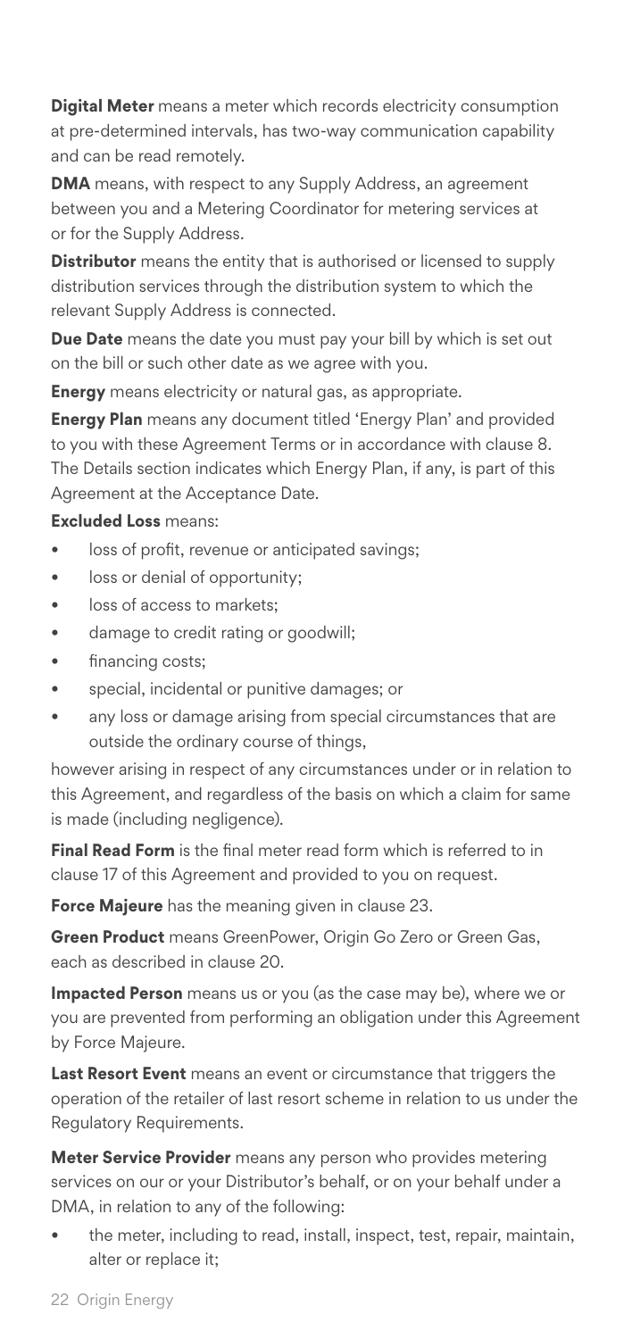**Digital Meter** means a meter which records electricity consumption at pre-determined intervals, has two-way communication capability and can be read remotely.

**DMA** means, with respect to any Supply Address, an agreement between you and a Metering Coordinator for metering services at or for the Supply Address.

**Distributor** means the entity that is authorised or licensed to supply distribution services through the distribution system to which the relevant Supply Address is connected.

**Due Date** means the date you must pay your bill by which is set out on the bill or such other date as we agree with you.

**Energy** means electricity or natural gas, as appropriate.

**Energy Plan** means any document titled 'Energy Plan' and provided to you with these Agreement Terms or in accordance with clause 8. The Details section indicates which Energy Plan, if any, is part of this Agreement at the Acceptance Date.

**Excluded Loss** means:

- loss of profit, revenue or anticipated savings;
- loss or denial of opportunity;
- loss of access to markets;
- damage to credit rating or goodwill;
- financing costs;
- special, incidental or punitive damages; or
- any loss or damage arising from special circumstances that are outside the ordinary course of things,

however arising in respect of any circumstances under or in relation to this Agreement, and regardless of the basis on which a claim for same is made (including negligence).

**Final Read Form** is the final meter read form which is referred to in clause 17 of this Agreement and provided to you on request.

**Force Majeure** has the meaning given in clause 23.

**Green Product** means GreenPower, Origin Go Zero or Green Gas, each as described in clause 20.

**Impacted Person** means us or you (as the case may be), where we or you are prevented from performing an obligation under this Agreement by Force Majeure.

**Last Resort Event** means an event or circumstance that triggers the operation of the retailer of last resort scheme in relation to us under the Regulatory Requirements.

**Meter Service Provider** means any person who provides metering services on our or your Distributor's behalf, or on your behalf under a DMA, in relation to any of the following:

- the meter, including to read, install, inspect, test, repair, maintain, alter or replace it;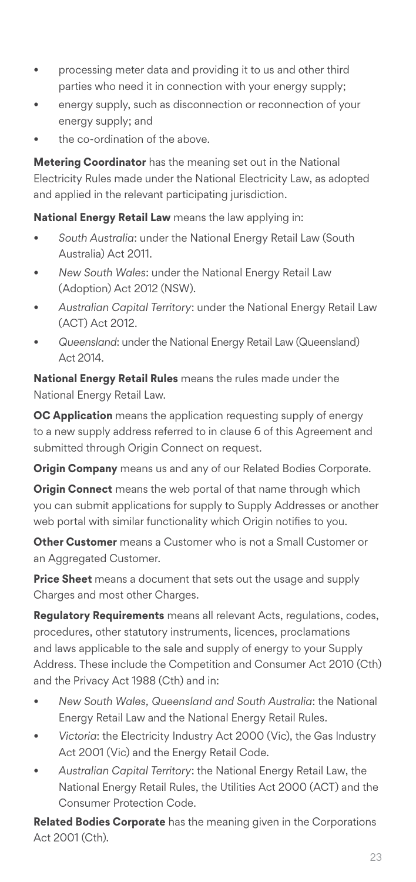- processing meter data and providing it to us and other third parties who need it in connection with your energy supply;
- energy supply, such as disconnection or reconnection of your energy supply; and
- the co-ordination of the above.

**Metering Coordinator** has the meaning set out in the National Electricity Rules made under the National Electricity Law, as adopted and applied in the relevant participating jurisdiction.

**National Energy Retail Law** means the law applying in:

- *South Australia*: under the National Energy Retail Law (South Australia) Act 2011.
- *New South Wales*: under the National Energy Retail Law (Adoption) Act 2012 (NSW).
- *Australian Capital Territory*: under the National Energy Retail Law (ACT) Act 2012.
- *Queensland*: under the National Energy Retail Law (Queensland) Act 2014.

**National Energy Retail Rules** means the rules made under the National Energy Retail Law.

**OC Application** means the application requesting supply of energy to a new supply address referred to in clause 6 of this Agreement and submitted through Origin Connect on request.

**Origin Company** means us and any of our Related Bodies Corporate.

**Origin Connect** means the web portal of that name through which you can submit applications for supply to Supply Addresses or another web portal with similar functionality which Origin notifies to you.

**Other Customer** means a Customer who is not a Small Customer or an Aggregated Customer.

**Price Sheet** means a document that sets out the usage and supply Charges and most other Charges.

**Regulatory Requirements** means all relevant Acts, regulations, codes, procedures, other statutory instruments, licences, proclamations and laws applicable to the sale and supply of energy to your Supply Address. These include the Competition and Consumer Act 2010 (Cth) and the Privacy Act 1988 (Cth) and in:

- *New South Wales, Queensland and South Australia*: the National Energy Retail Law and the National Energy Retail Rules.
- *Victoria*: the Electricity Industry Act 2000 (Vic), the Gas Industry Act 2001 (Vic) and the Energy Retail Code.
- *Australian Capital Territory*: the National Energy Retail Law, the National Energy Retail Rules, the Utilities Act 2000 (ACT) and the Consumer Protection Code.

**Related Bodies Corporate** has the meaning given in the Corporations Act 2001 (Cth).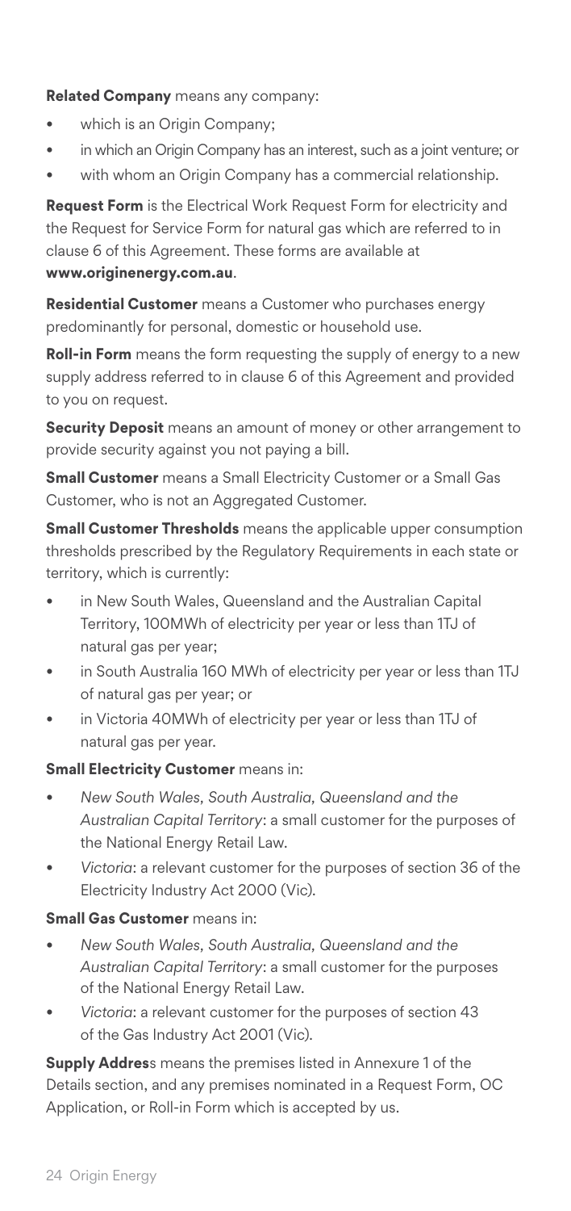**Related Company** means any company:

- which is an Origin Company;
- in which an Origin Company has an interest, such as a joint venture; or
- with whom an Origin Company has a commercial relationship.

**Request Form** is the Electrical Work Request Form for electricity and the Request for Service Form for natural gas which are referred to in clause 6 of this Agreement. These forms are available at **www.originenergy.com.au**.

**Residential Customer** means a Customer who purchases energy predominantly for personal, domestic or household use.

**Roll-in Form** means the form requesting the supply of energy to a new supply address referred to in clause 6 of this Agreement and provided to you on request.

**Security Deposit** means an amount of money or other arrangement to provide security against you not paying a bill.

**Small Customer** means a Small Electricity Customer or a Small Gas Customer, who is not an Aggregated Customer.

**Small Customer Thresholds** means the applicable upper consumption thresholds prescribed by the Regulatory Requirements in each state or territory, which is currently:

- in New South Wales, Queensland and the Australian Capital Territory, 100MWh of electricity per year or less than 1TJ of natural gas per year;
- in South Australia 160 MWh of electricity per year or less than 1TJ of natural gas per year; or
- in Victoria 40MWh of electricity per year or less than 1TJ of natural gas per year.

**Small Electricity Customer** means in:

- *New South Wales, South Australia, Queensland and the Australian Capital Territory*: a small customer for the purposes of the National Energy Retail Law.
- *Victoria*: a relevant customer for the purposes of section 36 of the Electricity Industry Act 2000 (Vic).

**Small Gas Customer** means in:

- *New South Wales, South Australia, Queensland and the Australian Capital Territory*: a small customer for the purposes of the National Energy Retail Law.
- *Victoria*: a relevant customer for the purposes of section 43 of the Gas Industry Act 2001 (Vic).

**Supply Address** means the premises listed in Annexure 1 of the Details section, and any premises nominated in a Request Form, OC Application, or Roll-in Form which is accepted by us.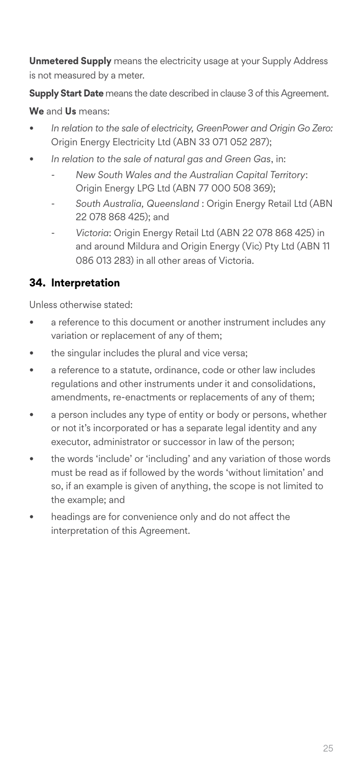**Unmetered Supply** means the electricity usage at your Supply Address is not measured by a meter.

**Supply Start Date** means the date described in clause 3 of this Agreement.

**We** and **Us** means:

- *In relation to the sale of electricity, GreenPower and Origin Go Zero:* Origin Energy Electricity Ltd (ABN 33 071 052 287);
- *In relation to the sale of natural gas and Green Gas*, in:
  - *New South Wales and the Australian Capital Territory*: Origin Energy LPG Ltd (ABN 77 000 508 369);
  - *South Australia, Queensland* : Origin Energy Retail Ltd (ABN 22 078 868 425); and
  - *Victoria*: Origin Energy Retail Ltd (ABN 22 078 868 425) in and around Mildura and Origin Energy (Vic) Pty Ltd (ABN 11 086 013 283) in all other areas of Victoria.

## 34. Interpretation

Unless otherwise stated:

- a reference to this document or another instrument includes any variation or replacement of any of them;
- the singular includes the plural and vice versa;
- a reference to a statute, ordinance, code or other law includes regulations and other instruments under it and consolidations, amendments, re-enactments or replacements of any of them;
- a person includes any type of entity or body or persons, whether or not it's incorporated or has a separate legal identity and any executor, administrator or successor in law of the person;
- the words 'include' or 'including' and any variation of those words must be read as if followed by the words 'without limitation' and so, if an example is given of anything, the scope is not limited to the example; and
- headings are for convenience only and do not affect the interpretation of this Agreement.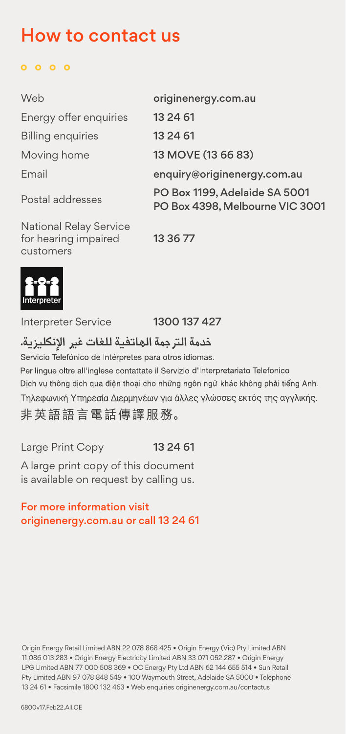# How to contact us

| | |
|---|---|
| Web | originenergy.com.au |
| Energy offer enquiries | 13 24 61 |
| Billing enquiries | 13 24 61 |
| Moving home | 13 MOVE (13 66 83) |
| Email | enquiry@originenergy.com.au |
| Postal addresses | PO Box 1199, Adelaide SA 5001<br>PO Box 4398, Melbourne VIC 3001 |
| National Relay Service for hearing impaired customers | 13 36 77 |

Interpreter

Interpreter Service **1300 137 427**

خدمة الترجمة الهاتفية للغات غير الإنكليزية.

Servicio Telefónico de Intérpretes para otros idiomas.

Per lingue oltre all'inglese contattate il Servizio d'Interpretariato Telefonico

Dịch vụ thông dịch qua điện thoại cho những ngôn ngữ khác không phải tiếng Anh.

Τηλεφωνική Υπηρεσία Διερμηνέων για άλλες γλώσσες εκτός της αγγλικής.

非英語語言電話傳譯服務。

Large Print Copy **13 24 61**

A large print copy of this document is available on request by calling us.

**For more information visit originenergy.com.au or call 13 24 61**

Origin Energy Retail Limited ABN 22 078 868 425 • Origin Energy (Vic) Pty Limited ABN 11 086 013 283 • Origin Energy Electricity Limited ABN 33 071 052 287 • Origin Energy LPG Limited ABN 77 000 508 369 • OC Energy Pty Ltd ABN 62 144 655 514 • Sun Retail Pty Limited ABN 97 078 848 549 • 100 Waymouth Street, Adelaide SA 5000 • Telephone 13 24 61 • Facsimile 1800 132 463 • Web enquiries originenergy.com.au/contactus

6800v17.Feb22.All.OE